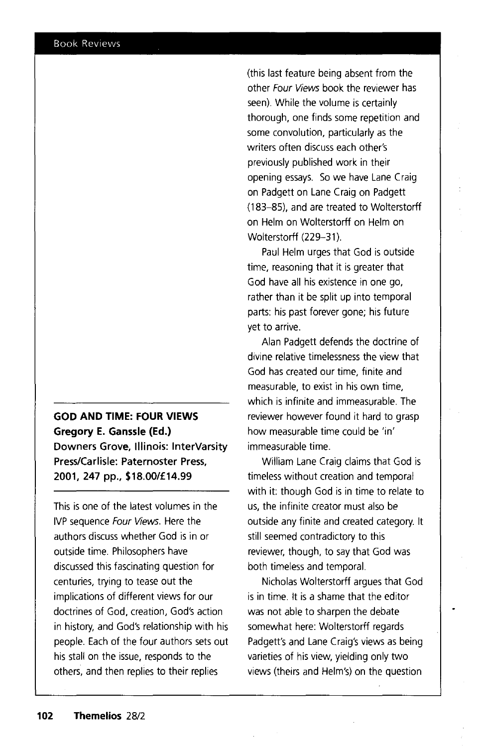**GOD AND TIME: FOUR VIEWS**
**Gregory E. Ganssle (Ed.)**
**Downers Grove, Illinois: InterVarsity Press/Carlisle: Paternoster Press, 2001, 247 pp., $18.00/£14.99**

This is one of the latest volumes in the IVP sequence *Four Views*. Here the authors discuss whether God is in or outside time. Philosophers have discussed this fascinating question for centuries, trying to tease out the implications of different views for our doctrines of God, creation, God's action in history, and God's relationship with his people. Each of the four authors sets out his stall on the issue, responds to the others, and then replies to their replies (this last feature being absent from the other *Four Views* book the reviewer has seen). While the volume is certainly thorough, one finds some repetition and some convolution, particularly as the writers often discuss each other's previously published work in their opening essays. So we have Lane Craig on Padgett on Lane Craig on Padgett (183–85), and are treated to Wolterstorff on Helm on Wolterstorff on Helm on Wolterstorff (229–31).

Paul Helm urges that God is outside time, reasoning that it is greater that God have all his existence in one go, rather than it be split up into temporal parts: his past forever gone; his future yet to arrive.

Alan Padgett defends the doctrine of divine relative timelessness the view that God has created our time, finite and measurable, to exist in his own time, which is infinite and immeasurable. The reviewer however found it hard to grasp how measurable time could be 'in' immeasurable time.

William Lane Craig claims that God is timeless without creation and temporal with it: though God is in time to relate to us, the infinite creator must also be outside any finite and created category. It still seemed contradictory to this reviewer, though, to say that God was both timeless and temporal.

Nicholas Wolterstorff argues that God is in time. It is a shame that the editor was not able to sharpen the debate somewhat here: Wolterstorff regards Padgett's and Lane Craig's views as being varieties of his view, yielding only two views (theirs and Helm's) on the question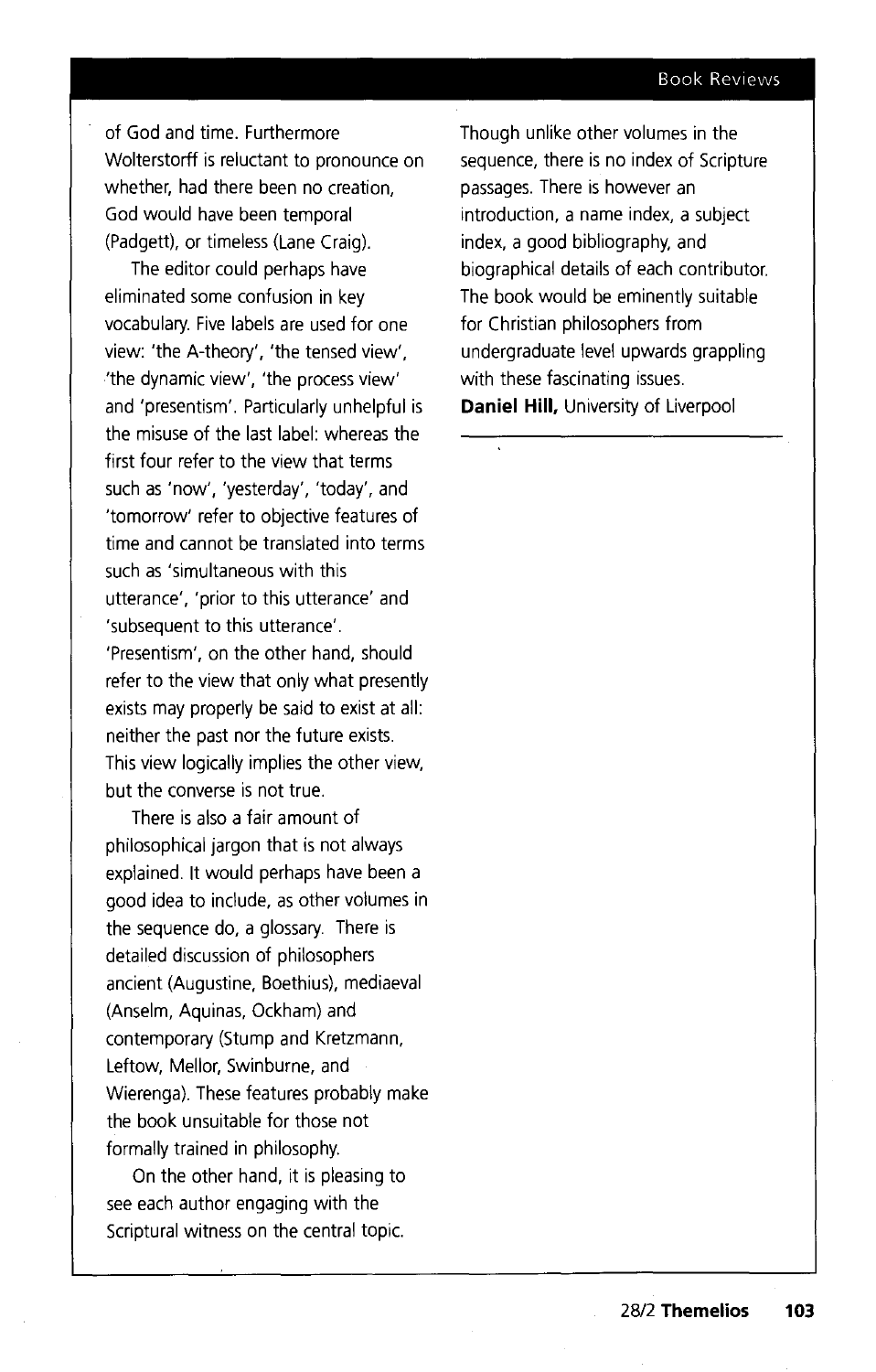of God and time. Furthermore Wolterstorff is reluctant to pronounce on whether, had there been no creation, God would have been temporal (Padgett), or timeless (Lane Craig).

The editor could perhaps have eliminated some confusion in key vocabulary. Five labels are used for one view: 'the A-theory', 'the tensed view', 'the dynamic view', 'the process view' and 'presentism'. Particularly unhelpful is the misuse of the last label: whereas the first four refer to the view that terms such as 'now', 'yesterday', 'today', and 'tomorrow' refer to objective features of time and cannot be translated into terms such as 'simultaneous with this utterance', 'prior to this utterance' and 'subsequent to this utterance'. 'Presentism', on the other hand, should refer to the view that only what presently exists may properly be said to exist at all: neither the past nor the future exists. This view logically implies the other view, but the converse is not true.

There is also a fair amount of philosophical jargon that is not always explained. It would perhaps have been a good idea to include, as other volumes in the sequence do, a glossary. There is detailed discussion of philosophers ancient (Augustine, Boethius), mediaeval (Anselm, Aquinas, Ockham) and contemporary (Stump and Kretzmann, Leftow, Mellor, Swinburne, and Wierenga). These features probably make the book unsuitable for those not formally trained in philosophy.

On the other hand, it is pleasing to see each author engaging with the Scriptural witness on the central topic. Though unlike other volumes in the sequence, there is no index of Scripture passages. There is however an introduction, a name index, a subject index, a good bibliography, and biographical details of each contributor. The book would be eminently suitable for Christian philosophers from undergraduate level upwards grappling with these fascinating issues.

**Daniel Hill,** University of Liverpool